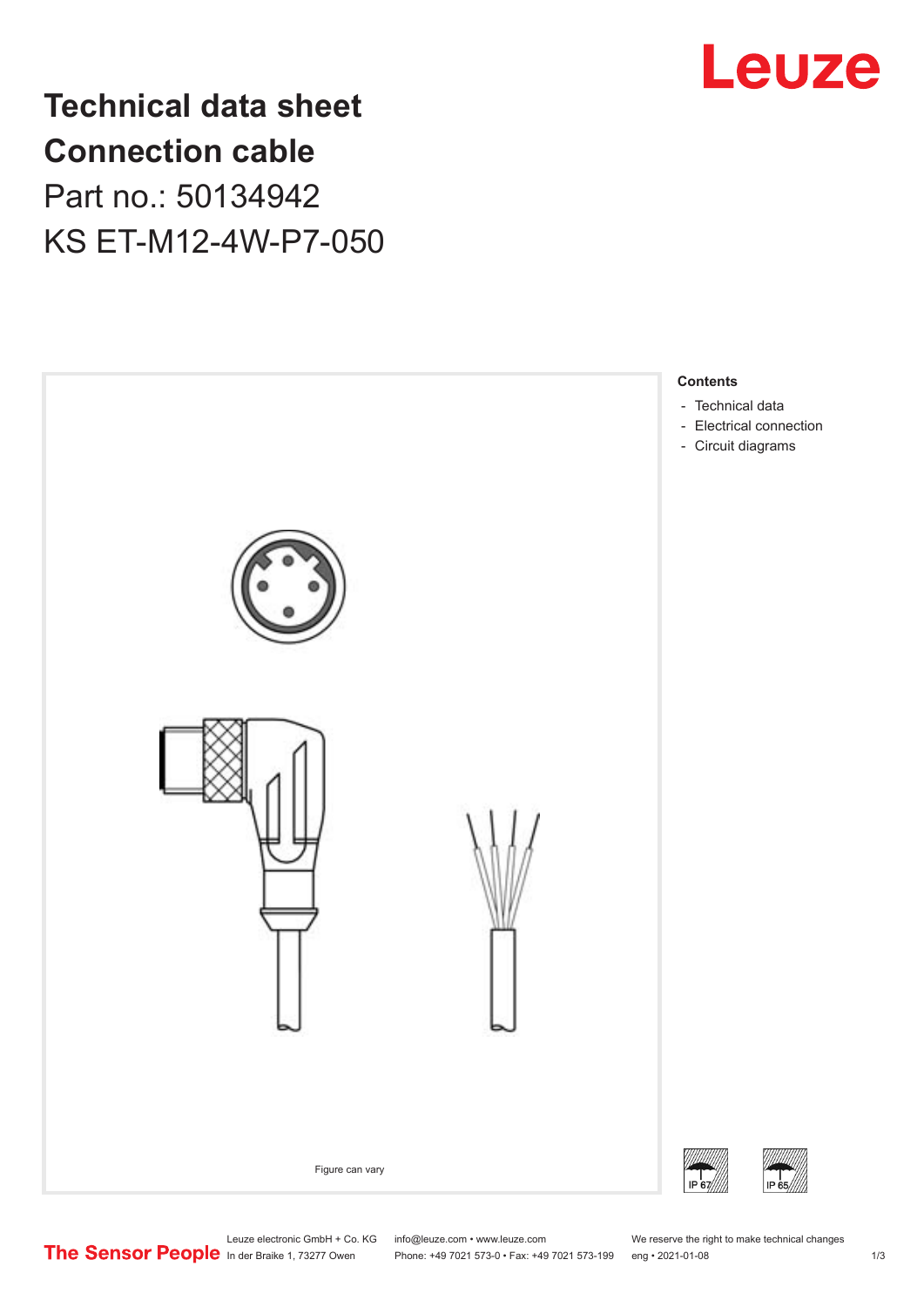# Technical data sheet Connection cable

Part no.: 50134942

KS ET-M12-4W-P7-050

Figure can vary

**Contents**

- Technical data
- Electrical connection
- Circuit diagrams

IP 67 IP 65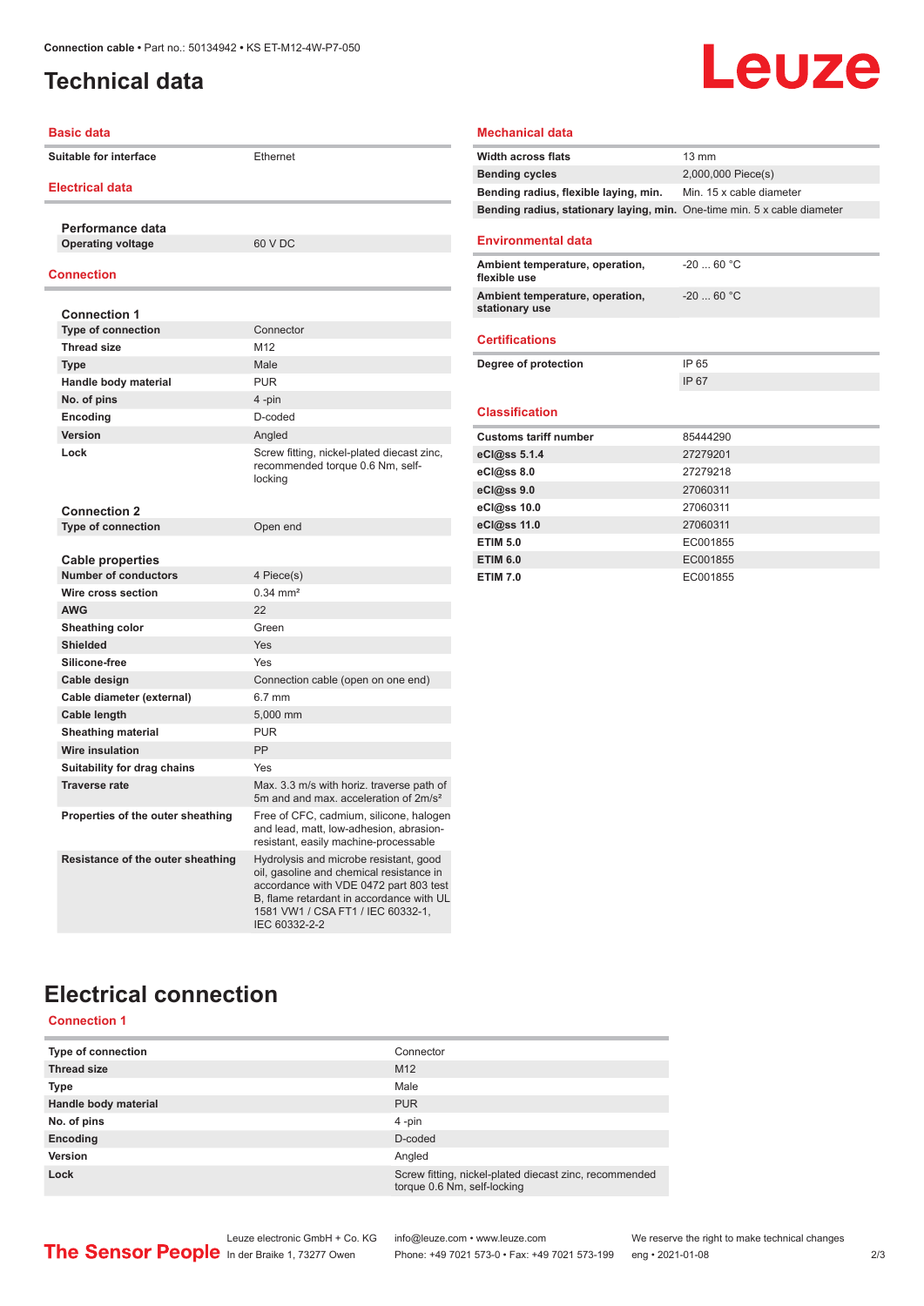# Technical data

## Basic data

| | |
|---|---|
| Suitable for interface | Ethernet |

## Electrical data

**Performance data**

| | |
|---|---|
| Operating voltage | 60 V DC |

## Connection

**Connection 1**

| | |
|---|---|
| Type of connection | Connector |
| Thread size | M12 |
| Type | Male |
| Handle body material | PUR |
| No. of pins | 4 -pin |
| Encoding | D-coded |
| Version | Angled |
| Lock | Screw fitting, nickel-plated diecast zinc, recommended torque 0.6 Nm, self-locking |

**Connection 2**

| | |
|---|---|
| Type of connection | Open end |

**Cable properties**

| | |
|---|---|
| Number of conductors | 4 Piece(s) |
| Wire cross section | 0.34 mm² |
| AWG | 22 |
| Sheathing color | Green |
| Shielded | Yes |
| Silicone-free | Yes |
| Cable design | Connection cable (open on one end) |
| Cable diameter (external) | 6.7 mm |
| Cable length | 5,000 mm |
| Sheathing material | PUR |
| Wire insulation | PP |
| Suitability for drag chains | Yes |
| Traverse rate | Max. 3.3 m/s with horiz. traverse path of 5m and and max. acceleration of 2m/s² |
| Properties of the outer sheathing | Free of CFC, cadmium, silicone, halogen and lead, matt, low-adhesion, abrasion-resistant, easily machine-processable |
| Resistance of the outer sheathing | Hydrolysis and microbe resistant, good oil, gasoline and chemical resistance in accordance with VDE 0472 part 803 test B, flame retardant in accordance with UL 1581 VW1 / CSA FT1 / IEC 60332-1, IEC 60332-2-2 |

## Mechanical data

| | |
|---|---|
| Width across flats | 13 mm |
| Bending cycles | 2,000,000 Piece(s) |
| Bending radius, flexible laying, min. | Min. 15 x cable diameter |
| Bending radius, stationary laying, min. | One-time min. 5 x cable diameter |

## Environmental data

| | |
|---|---|
| Ambient temperature, operation, flexible use | -20 ... 60 °C |
| Ambient temperature, operation, stationary use | -20 ... 60 °C |

## Certifications

| | |
|---|---|
| Degree of protection | IP 65 |
| | IP 67 |

## Classification

| | |
|---|---|
| Customs tariff number | 85444290 |
| eCl@ss 5.1.4 | 27279201 |
| eCl@ss 8.0 | 27279218 |
| eCl@ss 9.0 | 27060311 |
| eCl@ss 10.0 | 27060311 |
| eCl@ss 11.0 | 27060311 |
| ETIM 5.0 | EC001855 |
| ETIM 6.0 | EC001855 |
| ETIM 7.0 | EC001855 |

# Electrical connection

## Connection 1

| | |
|---|---|
| Type of connection | Connector |
| Thread size | M12 |
| Type | Male |
| Handle body material | PUR |
| No. of pins | 4 -pin |
| Encoding | D-coded |
| Version | Angled |
| Lock | Screw fitting, nickel-plated diecast zinc, recommended torque 0.6 Nm, self-locking |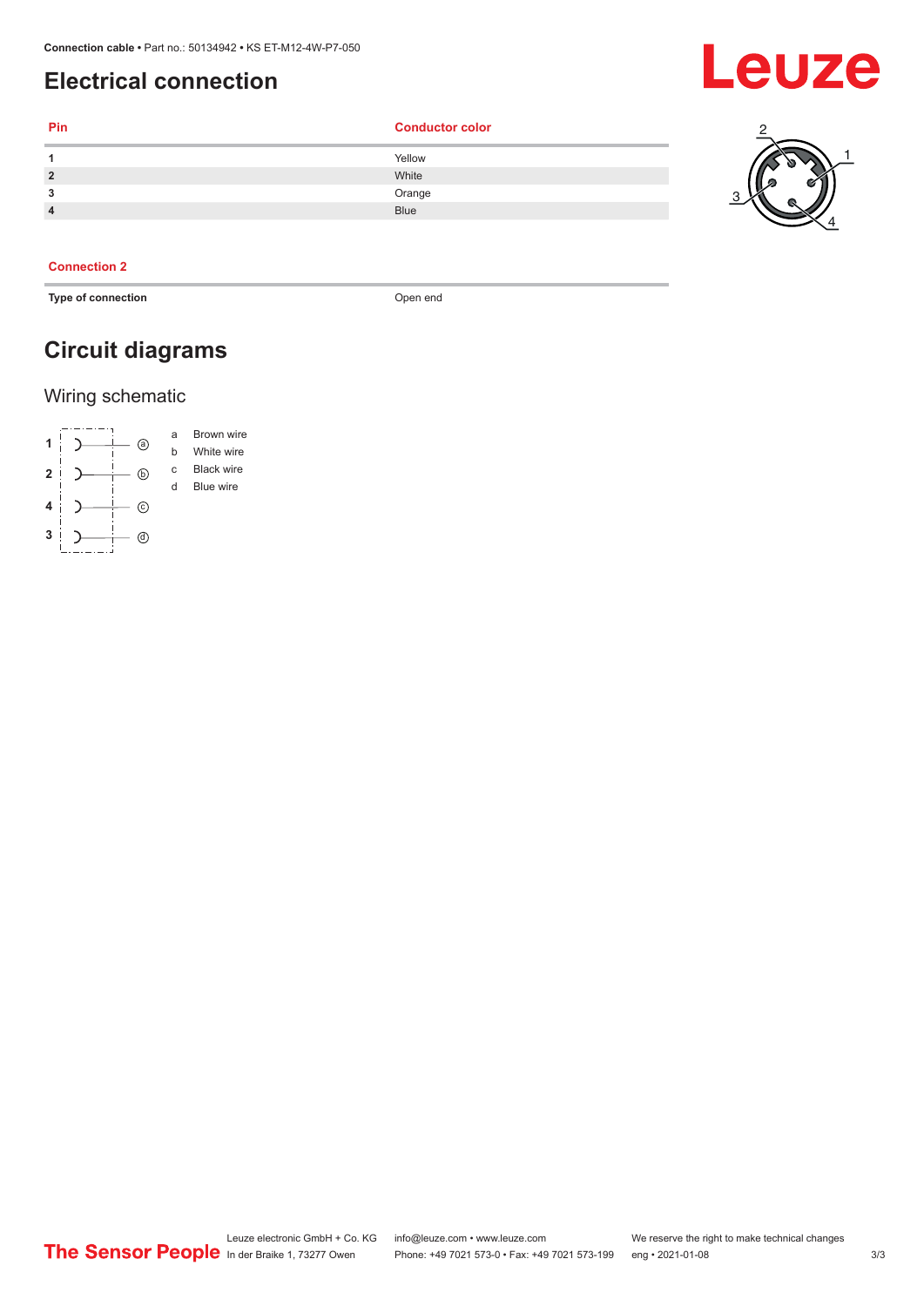## Electrical connection

| Pin | Conductor color |
|---|---|
| 1 | Yellow |
| 2 | White |
| 3 | Orange |
| 4 | Blue |

2
1
3
4

| Connection 2 | |
|---|---|
| Type of connection | Open end |

## Circuit diagrams

### Wiring schematic

1 ⓐ
2 ⓑ
4 ⓒ
3 ⓓ

| | |
|---|---|
| a | Brown wire |
| b | White wire |
| c | Black wire |
| d | Blue wire |